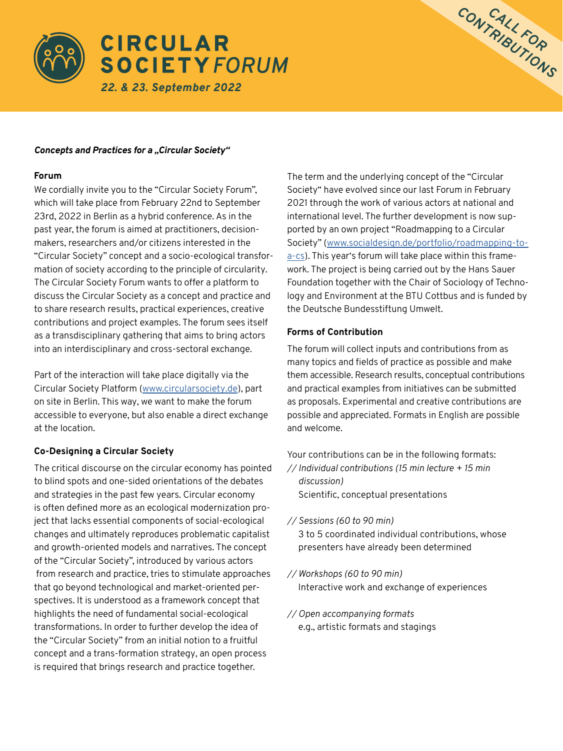# CIRCULAR SOCIETY *FORUM*

***22. & 23. September 2022***

CALL FOR CONTRIBUTIONS

***Concepts and Practices for a „Circular Society"***

**Forum**

We cordially invite you to the "Circular Society Forum", which will take place from February 22nd to September 23rd, 2022 in Berlin as a hybrid conference. As in the past year, the forum is aimed at practitioners, decision-makers, researchers and/or citizens interested in the "Circular Society" concept and a socio-ecological transformation of society according to the principle of circularity. The Circular Society Forum wants to offer a platform to discuss the Circular Society as a concept and practice and to share research results, practical experiences, creative contributions and project examples. The forum sees itself as a transdisciplinary gathering that aims to bring actors into an interdisciplinary and cross-sectoral exchange.

Part of the interaction will take place digitally via the Circular Society Platform (www.circularsociety.de), part on site in Berlin. This way, we want to make the forum accessible to everyone, but also enable a direct exchange at the location.

**Co-Designing a Circular Society**

The critical discourse on the circular economy has pointed to blind spots and one-sided orientations of the debates and strategies in the past few years. Circular economy is often defined more as an ecological modernization project that lacks essential components of social-ecological changes and ultimately reproduces problematic capitalist and growth-oriented models and narratives. The concept of the "Circular Society", introduced by various actors from research and practice, tries to stimulate approaches that go beyond technological and market-oriented perspectives. It is understood as a framework concept that highlights the need of fundamental social-ecological transformations. In order to further develop the idea of the "Circular Society" from an initial notion to a fruitful concept and a trans-formation strategy, an open process is required that brings research and practice together.

The term and the underlying concept of the "Circular Society" have evolved since our last Forum in February 2021 through the work of various actors at national and international level. The further development is now supported by an own project "Roadmapping to a Circular Society" (www.socialdesign.de/portfolio/roadmapping-to-a-cs). This year's forum will take place within this framework. The project is being carried out by the Hans Sauer Foundation together with the Chair of Sociology of Technology and Environment at the BTU Cottbus and is funded by the Deutsche Bundesstiftung Umwelt.

**Forms of Contribution**

The forum will collect inputs and contributions from as many topics and fields of practice as possible and make them accessible. Research results, conceptual contributions and practical examples from initiatives can be submitted as proposals. Experimental and creative contributions are possible and appreciated. Formats in English are possible and welcome.

Your contributions can be in the following formats:

*// Individual contributions (15 min lecture + 15 min discussion)*
Scientific, conceptual presentations

*// Sessions (60 to 90 min)*
3 to 5 coordinated individual contributions, whose presenters have already been determined

*// Workshops (60 to 90 min)*
Interactive work and exchange of experiences

*// Open accompanying formats*
e.g., artistic formats and stagings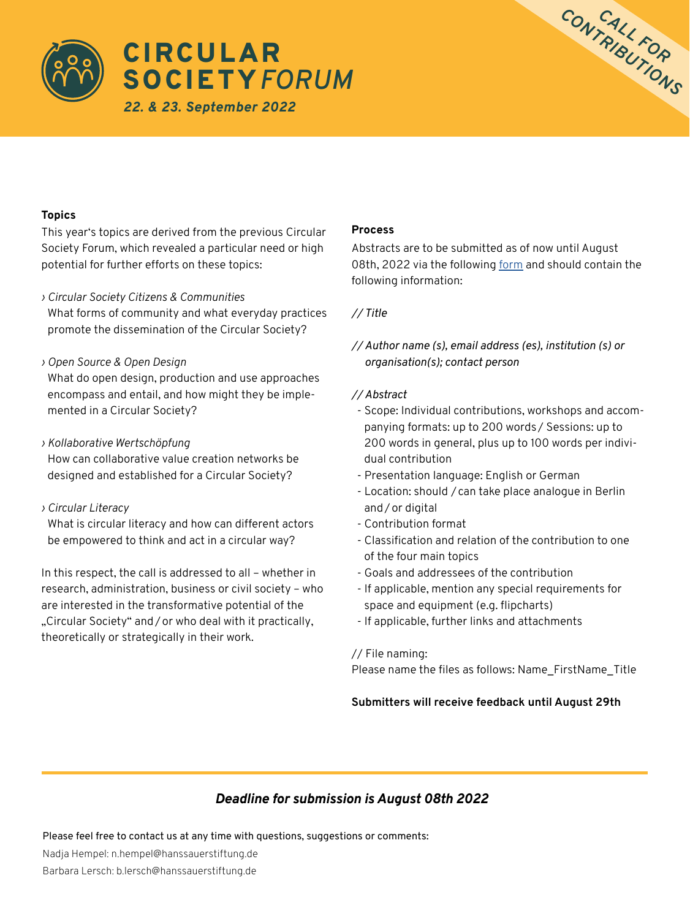# CIRCULAR SOCIETY *FORUM*

***22. & 23. September 2022***

**CALL FOR CONTRIBUTIONS**

**Topics**

This year's topics are derived from the previous Circular Society Forum, which revealed a particular need or high potential for further efforts on these topics:

› *Circular Society Citizens & Communities*
What forms of community and what everyday practices promote the dissemination of the Circular Society?

› *Open Source & Open Design*
What do open design, production and use approaches encompass and entail, and how might they be implemented in a Circular Society?

› *Kollaborative Wertschöpfung*
How can collaborative value creation networks be designed and established for a Circular Society?

› *Circular Literacy*
What is circular literacy and how can different actors be empowered to think and act in a circular way?

In this respect, the call is addressed to all – whether in research, administration, business or civil society – who are interested in the transformative potential of the „Circular Society" and / or who deal with it practically, theoretically or strategically in their work.

**Process**

Abstracts are to be submitted as of now until August 08th, 2022 via the following form and should contain the following information:

*// Title*

*// Author name (s), email address (es), institution (s) or organisation(s); contact person*

*// Abstract*

- Scope: Individual contributions, workshops and accompanying formats: up to 200 words / Sessions: up to 200 words in general, plus up to 100 words per individual contribution
- Presentation language: English or German
- Location: should / can take place analogue in Berlin and / or digital
- Contribution format
- Classification and relation of the contribution to one of the four main topics
- Goals and addressees of the contribution
- If applicable, mention any special requirements for space and equipment (e.g. flipcharts)
- If applicable, further links and attachments

// File naming:
Please name the files as follows: Name_FirstName_Title

**Submitters will receive feedback until August 29th**

***Deadline for submission is August 08th 2022***

Please feel free to contact us at any time with questions, suggestions or comments:

Nadja Hempel: n.hempel@hanssauerstiftung.de

Barbara Lersch: b.lersch@hanssauerstiftung.de